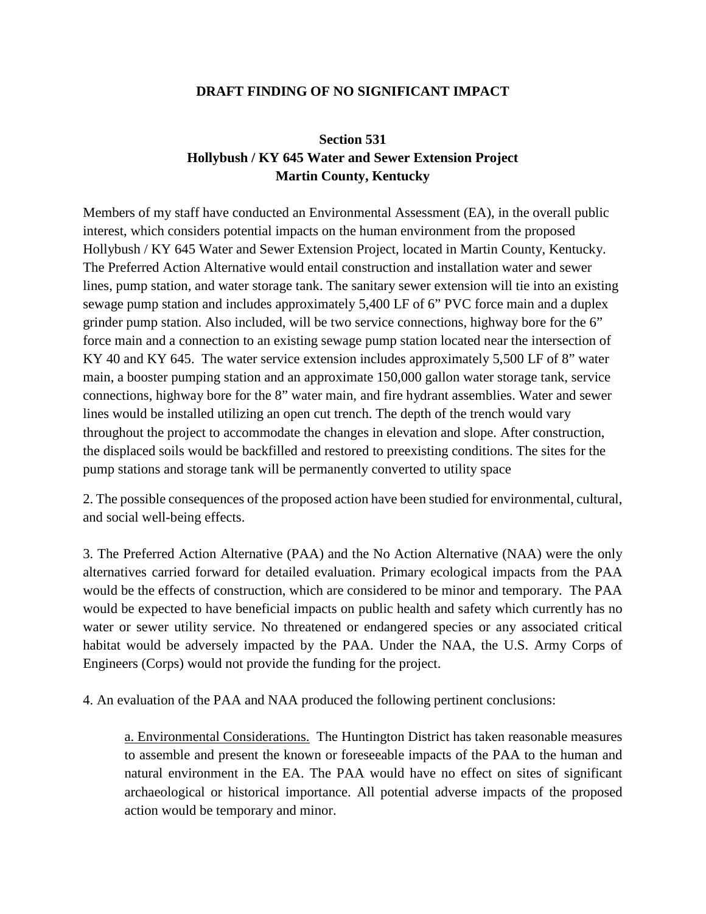# DRAFT FINDING OF NO SIGNIFICANT IMPACT

## Section 531
## Hollybush / KY 645 Water and Sewer Extension Project
## Martin County, Kentucky

Members of my staff have conducted an Environmental Assessment (EA), in the overall public interest, which considers potential impacts on the human environment from the proposed Hollybush / KY 645 Water and Sewer Extension Project, located in Martin County, Kentucky. The Preferred Action Alternative would entail construction and installation water and sewer lines, pump station, and water storage tank. The sanitary sewer extension will tie into an existing sewage pump station and includes approximately 5,400 LF of 6" PVC force main and a duplex grinder pump station. Also included, will be two service connections, highway bore for the 6" force main and a connection to an existing sewage pump station located near the intersection of KY 40 and KY 645. The water service extension includes approximately 5,500 LF of 8" water main, a booster pumping station and an approximate 150,000 gallon water storage tank, service connections, highway bore for the 8" water main, and fire hydrant assemblies. Water and sewer lines would be installed utilizing an open cut trench. The depth of the trench would vary throughout the project to accommodate the changes in elevation and slope. After construction, the displaced soils would be backfilled and restored to preexisting conditions. The sites for the pump stations and storage tank will be permanently converted to utility space

2. The possible consequences of the proposed action have been studied for environmental, cultural, and social well-being effects.

3. The Preferred Action Alternative (PAA) and the No Action Alternative (NAA) were the only alternatives carried forward for detailed evaluation. Primary ecological impacts from the PAA would be the effects of construction, which are considered to be minor and temporary. The PAA would be expected to have beneficial impacts on public health and safety which currently has no water or sewer utility service. No threatened or endangered species or any associated critical habitat would be adversely impacted by the PAA. Under the NAA, the U.S. Army Corps of Engineers (Corps) would not provide the funding for the project.

4. An evaluation of the PAA and NAA produced the following pertinent conclusions:

> a. <u>Environmental Considerations.</u> The Huntington District has taken reasonable measures to assemble and present the known or foreseeable impacts of the PAA to the human and natural environment in the EA. The PAA would have no effect on sites of significant archaeological or historical importance. All potential adverse impacts of the proposed action would be temporary and minor.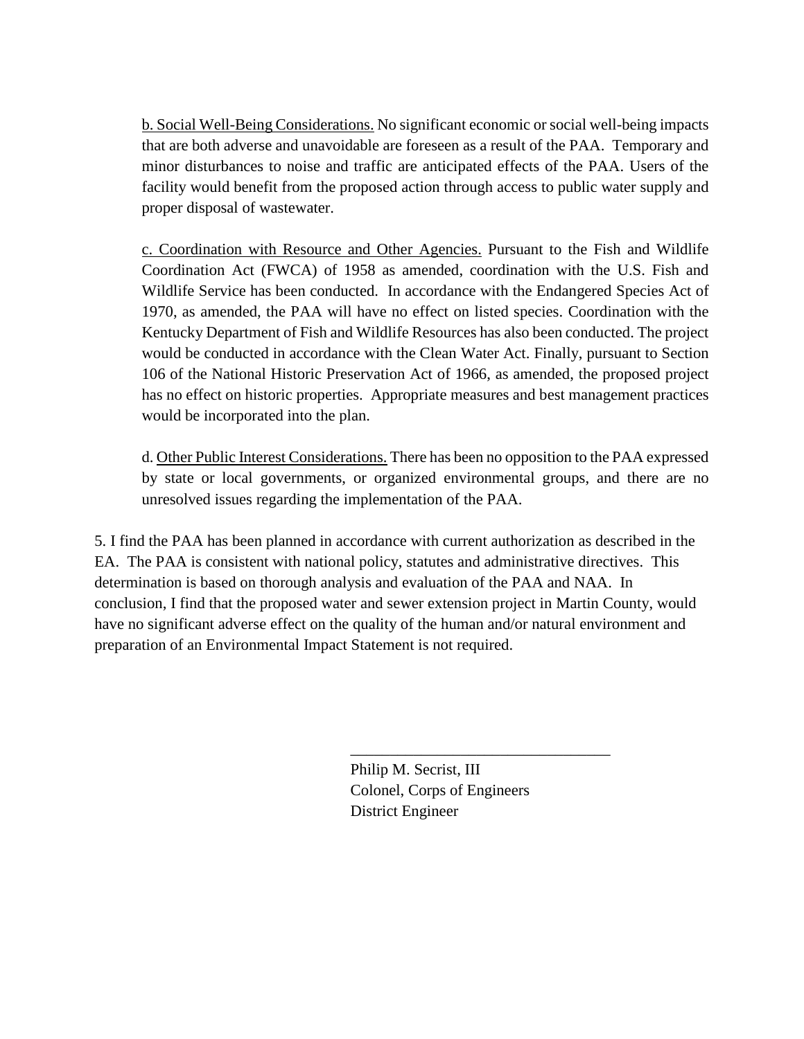b. Social Well-Being Considerations. No significant economic or social well-being impacts that are both adverse and unavoidable are foreseen as a result of the PAA. Temporary and minor disturbances to noise and traffic are anticipated effects of the PAA. Users of the facility would benefit from the proposed action through access to public water supply and proper disposal of wastewater.

c. Coordination with Resource and Other Agencies. Pursuant to the Fish and Wildlife Coordination Act (FWCA) of 1958 as amended, coordination with the U.S. Fish and Wildlife Service has been conducted. In accordance with the Endangered Species Act of 1970, as amended, the PAA will have no effect on listed species. Coordination with the Kentucky Department of Fish and Wildlife Resources has also been conducted. The project would be conducted in accordance with the Clean Water Act. Finally, pursuant to Section 106 of the National Historic Preservation Act of 1966, as amended, the proposed project has no effect on historic properties. Appropriate measures and best management practices would be incorporated into the plan.

d. Other Public Interest Considerations. There has been no opposition to the PAA expressed by state or local governments, or organized environmental groups, and there are no unresolved issues regarding the implementation of the PAA.

5. I find the PAA has been planned in accordance with current authorization as described in the EA. The PAA is consistent with national policy, statutes and administrative directives. This determination is based on thorough analysis and evaluation of the PAA and NAA. In conclusion, I find that the proposed water and sewer extension project in Martin County, would have no significant adverse effect on the quality of the human and/or natural environment and preparation of an Environmental Impact Statement is not required.

\_\_\_\_\_\_\_\_\_\_\_\_\_\_\_\_\_\_\_\_\_\_\_\_\_\_\_\_\_\_\_\_\_\_

Philip M. Secrist, III  
Colonel, Corps of Engineers  
District Engineer